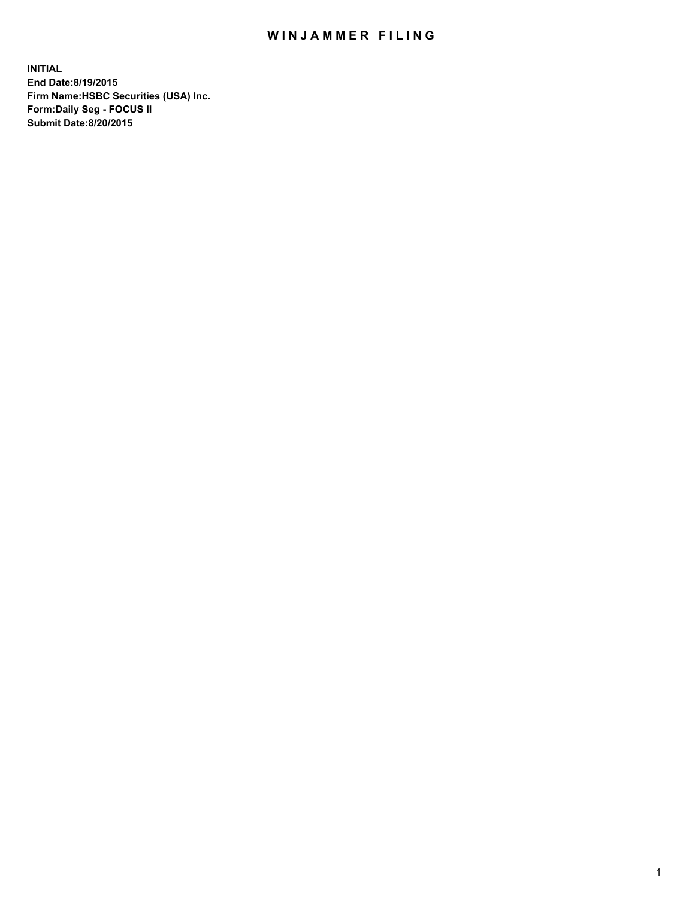# WINJAMMER FILING

**INITIAL**
**End Date:8/19/2015**
**Firm Name:HSBC Securities (USA) Inc.**
**Form:Daily Seg - FOCUS II**
**Submit Date:8/20/2015**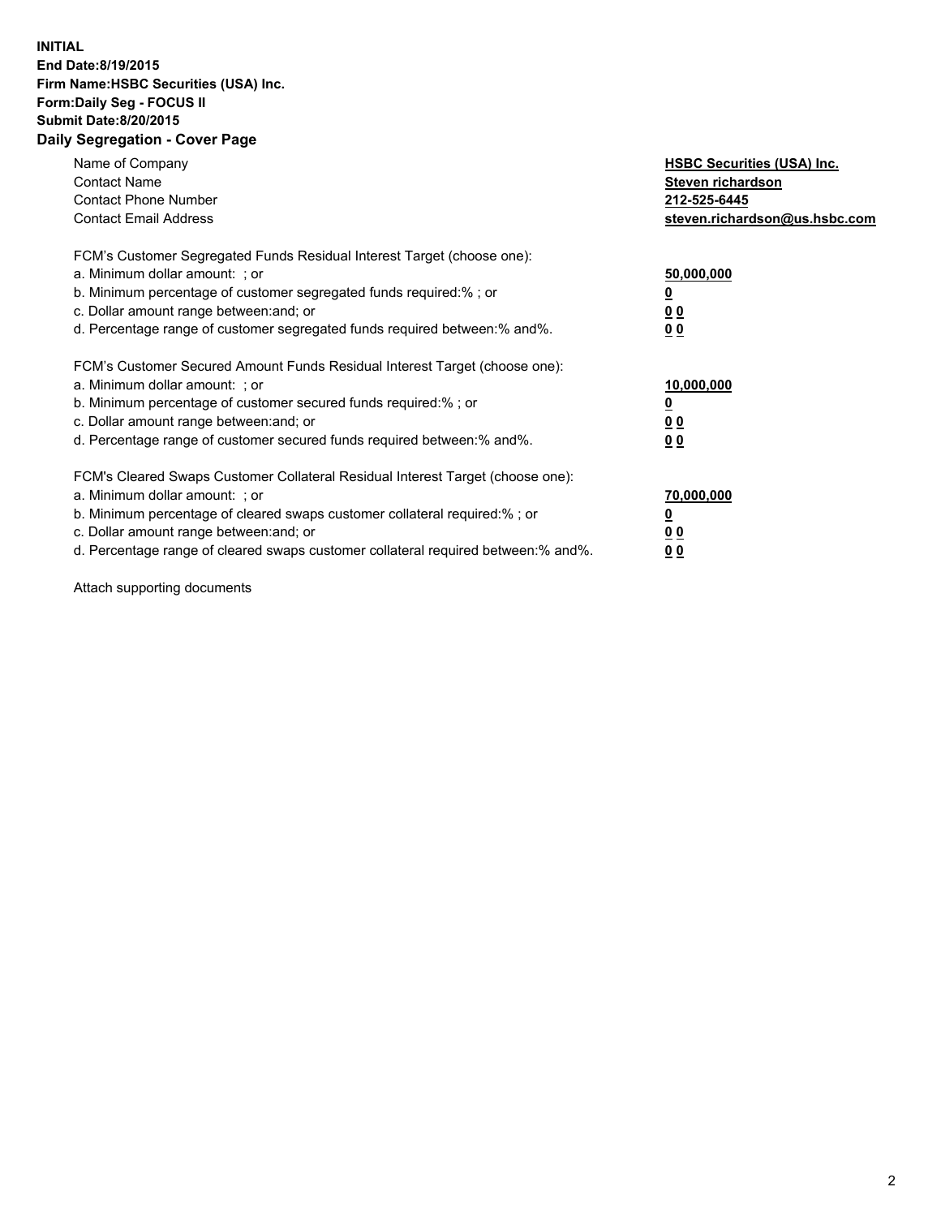**INITIAL**
**End Date:8/19/2015**
**Firm Name:HSBC Securities (USA) Inc.**
**Form:Daily Seg - FOCUS II**
**Submit Date:8/20/2015**

## Daily Segregation - Cover Page

| | |
|---|---|
| Name of Company | **HSBC Securities (USA) Inc.** |
| Contact Name | **Steven richardson** |
| Contact Phone Number | **212-525-6445** |
| Contact Email Address | **steven.richardson@us.hsbc.com** |

FCM's Customer Segregated Funds Residual Interest Target (choose one):

| | |
|---|---|
| a. Minimum dollar amount: ; or | **50,000,000** |
| b. Minimum percentage of customer segregated funds required:% ; or | **0** |
| c. Dollar amount range between:and; or | **0 0** |
| d. Percentage range of customer segregated funds required between:% and%. | **0 0** |

FCM's Customer Secured Amount Funds Residual Interest Target (choose one):

| | |
|---|---|
| a. Minimum dollar amount: ; or | **10,000,000** |
| b. Minimum percentage of customer secured funds required:% ; or | **0** |
| c. Dollar amount range between:and; or | **0 0** |
| d. Percentage range of customer secured funds required between:% and%. | **0 0** |

FCM's Cleared Swaps Customer Collateral Residual Interest Target (choose one):

| | |
|---|---|
| a. Minimum dollar amount: ; or | **70,000,000** |
| b. Minimum percentage of cleared swaps customer collateral required:% ; or | **0** |
| c. Dollar amount range between:and; or | **0 0** |
| d. Percentage range of cleared swaps customer collateral required between:% and%. | **0 0** |

Attach supporting documents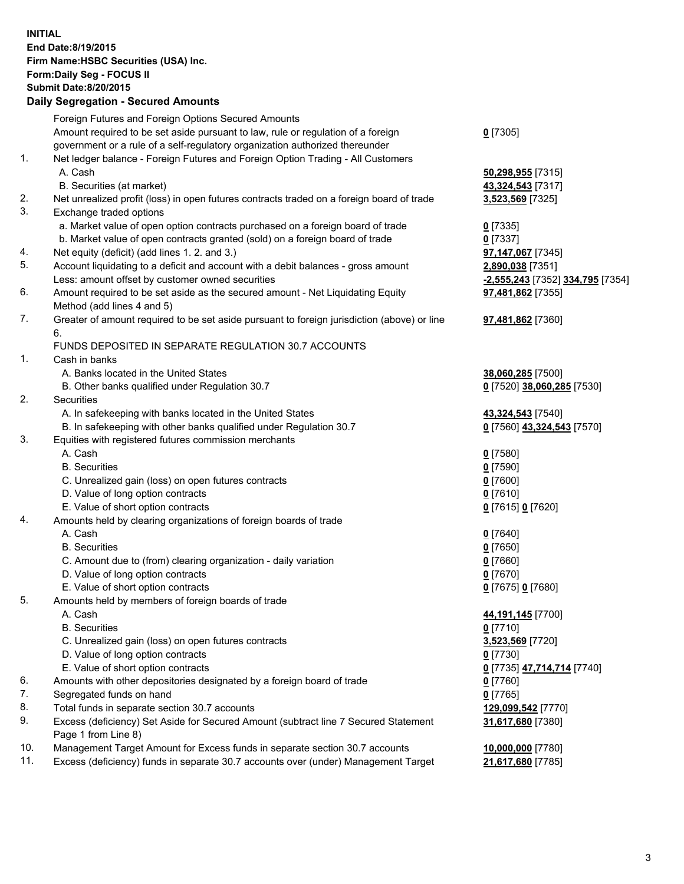**INITIAL**
**End Date:8/19/2015**
**Firm Name:HSBC Securities (USA) Inc.**
**Form:Daily Seg - FOCUS II**
**Submit Date:8/20/2015**

**Daily Segregation - Secured Amounts**

| | | |
|---|---|---|
| | Foreign Futures and Foreign Options Secured Amounts | |
| | Amount required to be set aside pursuant to law, rule or regulation of a foreign government or a rule of a self-regulatory organization authorized thereunder | **0** [7305] |
| 1. | Net ledger balance - Foreign Futures and Foreign Option Trading - All Customers | |
| | A. Cash | **50,298,955** [7315] |
| | B. Securities (at market) | **43,324,543** [7317] |
| 2. | Net unrealized profit (loss) in open futures contracts traded on a foreign board of trade | **3,523,569** [7325] |
| 3. | Exchange traded options | |
| | a. Market value of open option contracts purchased on a foreign board of trade | **0** [7335] |
| | b. Market value of open contracts granted (sold) on a foreign board of trade | **0** [7337] |
| 4. | Net equity (deficit) (add lines 1. 2. and 3.) | **97,147,067** [7345] |
| 5. | Account liquidating to a deficit and account with a debit balances - gross amount | **2,890,038** [7351] |
| | Less: amount offset by customer owned securities | **-2,555,243** [7352] **334,795** [7354] |
| 6. | Amount required to be set aside as the secured amount - Net Liquidating Equity Method (add lines 4 and 5) | **97,481,862** [7355] |
| 7. | Greater of amount required to be set aside pursuant to foreign jurisdiction (above) or line 6. | **97,481,862** [7360] |
| | FUNDS DEPOSITED IN SEPARATE REGULATION 30.7 ACCOUNTS | |
| 1. | Cash in banks | |
| | A. Banks located in the United States | **38,060,285** [7500] |
| | B. Other banks qualified under Regulation 30.7 | **0** [7520] **38,060,285** [7530] |
| 2. | Securities | |
| | A. In safekeeping with banks located in the United States | **43,324,543** [7540] |
| | B. In safekeeping with other banks qualified under Regulation 30.7 | **0** [7560] **43,324,543** [7570] |
| 3. | Equities with registered futures commission merchants | |
| | A. Cash | **0** [7580] |
| | B. Securities | **0** [7590] |
| | C. Unrealized gain (loss) on open futures contracts | **0** [7600] |
| | D. Value of long option contracts | **0** [7610] |
| | E. Value of short option contracts | **0** [7615] **0** [7620] |
| 4. | Amounts held by clearing organizations of foreign boards of trade | |
| | A. Cash | **0** [7640] |
| | B. Securities | **0** [7650] |
| | C. Amount due to (from) clearing organization - daily variation | **0** [7660] |
| | D. Value of long option contracts | **0** [7670] |
| | E. Value of short option contracts | **0** [7675] **0** [7680] |
| 5. | Amounts held by members of foreign boards of trade | |
| | A. Cash | **44,191,145** [7700] |
| | B. Securities | **0** [7710] |
| | C. Unrealized gain (loss) on open futures contracts | **3,523,569** [7720] |
| | D. Value of long option contracts | **0** [7730] |
| | E. Value of short option contracts | **0** [7735] **47,714,714** [7740] |
| 6. | Amounts with other depositories designated by a foreign board of trade | **0** [7760] |
| 7. | Segregated funds on hand | **0** [7765] |
| 8. | Total funds in separate section 30.7 accounts | **129,099,542** [7770] |
| 9. | Excess (deficiency) Set Aside for Secured Amount (subtract line 7 Secured Statement Page 1 from Line 8) | **31,617,680** [7380] |
| 10. | Management Target Amount for Excess funds in separate section 30.7 accounts | **10,000,000** [7780] |
| 11. | Excess (deficiency) funds in separate 30.7 accounts over (under) Management Target | **21,617,680** [7785] |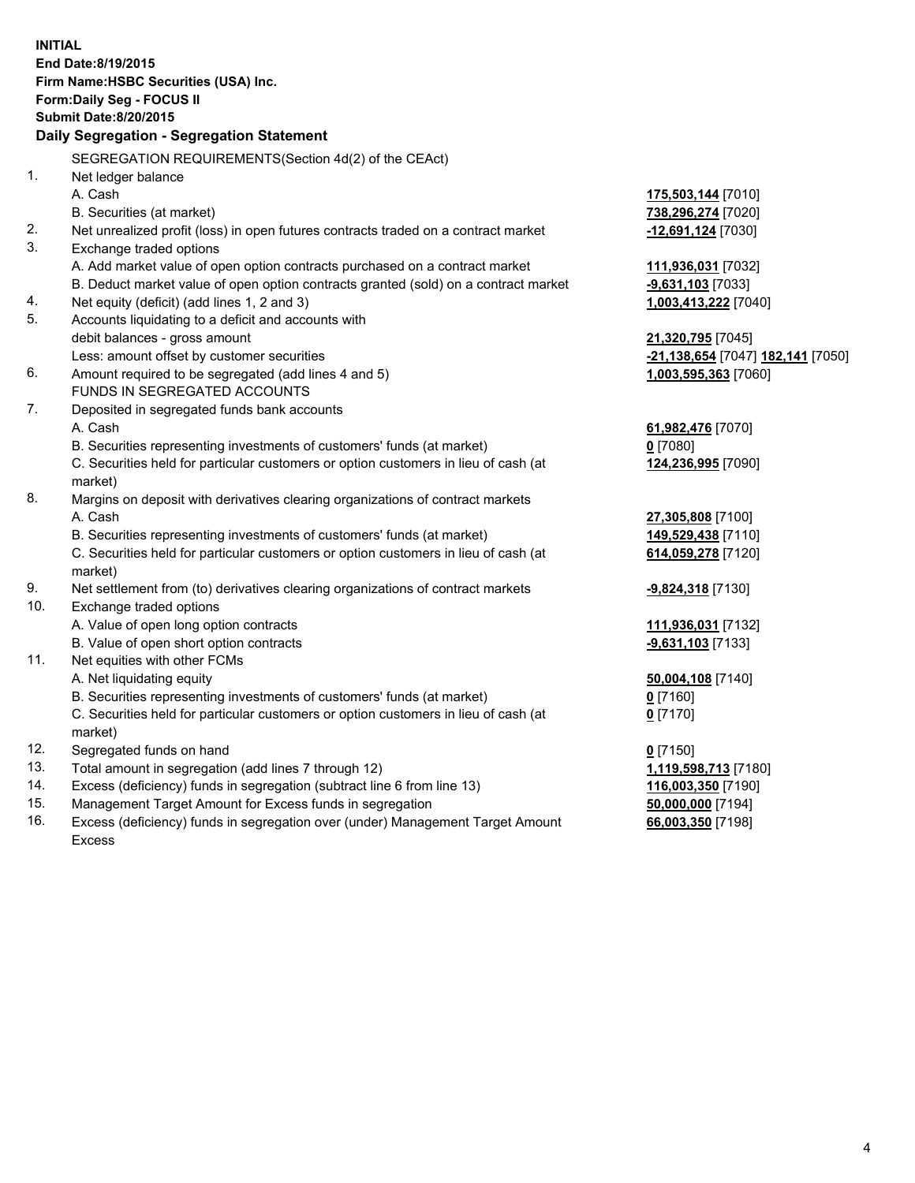**INITIAL**
**End Date:8/19/2015**
**Firm Name:HSBC Securities (USA) Inc.**
**Form:Daily Seg - FOCUS II**
**Submit Date:8/20/2015**

**Daily Segregation - Segregation Statement**

| | | |
|---|---|---|
| | SEGREGATION REQUIREMENTS(Section 4d(2) of the CEAct) | |
| 1. | Net ledger balance | |
| | A. Cash | **175,503,144** [7010] |
| | B. Securities (at market) | **738,296,274** [7020] |
| 2. | Net unrealized profit (loss) in open futures contracts traded on a contract market | **-12,691,124** [7030] |
| 3. | Exchange traded options | |
| | A. Add market value of open option contracts purchased on a contract market | **111,936,031** [7032] |
| | B. Deduct market value of open option contracts granted (sold) on a contract market | **-9,631,103** [7033] |
| 4. | Net equity (deficit) (add lines 1, 2 and 3) | **1,003,413,222** [7040] |
| 5. | Accounts liquidating to a deficit and accounts with debit balances - gross amount | **21,320,795** [7045] |
| | Less: amount offset by customer securities | **-21,138,654** [7047] **182,141** [7050] |
| 6. | Amount required to be segregated (add lines 4 and 5) | **1,003,595,363** [7060] |
| | FUNDS IN SEGREGATED ACCOUNTS | |
| 7. | Deposited in segregated funds bank accounts | |
| | A. Cash | **61,982,476** [7070] |
| | B. Securities representing investments of customers' funds (at market) | **0** [7080] |
| | C. Securities held for particular customers or option customers in lieu of cash (at market) | **124,236,995** [7090] |
| 8. | Margins on deposit with derivatives clearing organizations of contract markets | |
| | A. Cash | **27,305,808** [7100] |
| | B. Securities representing investments of customers' funds (at market) | **149,529,438** [7110] |
| | C. Securities held for particular customers or option customers in lieu of cash (at market) | **614,059,278** [7120] |
| 9. | Net settlement from (to) derivatives clearing organizations of contract markets | **-9,824,318** [7130] |
| 10. | Exchange traded options | |
| | A. Value of open long option contracts | **111,936,031** [7132] |
| | B. Value of open short option contracts | **-9,631,103** [7133] |
| 11. | Net equities with other FCMs | |
| | A. Net liquidating equity | **50,004,108** [7140] |
| | B. Securities representing investments of customers' funds (at market) | **0** [7160] |
| | C. Securities held for particular customers or option customers in lieu of cash (at market) | **0** [7170] |
| 12. | Segregated funds on hand | **0** [7150] |
| 13. | Total amount in segregation (add lines 7 through 12) | **1,119,598,713** [7180] |
| 14. | Excess (deficiency) funds in segregation (subtract line 6 from line 13) | **116,003,350** [7190] |
| 15. | Management Target Amount for Excess funds in segregation | **50,000,000** [7194] |
| 16. | Excess (deficiency) funds in segregation over (under) Management Target Amount Excess | **66,003,350** [7198] |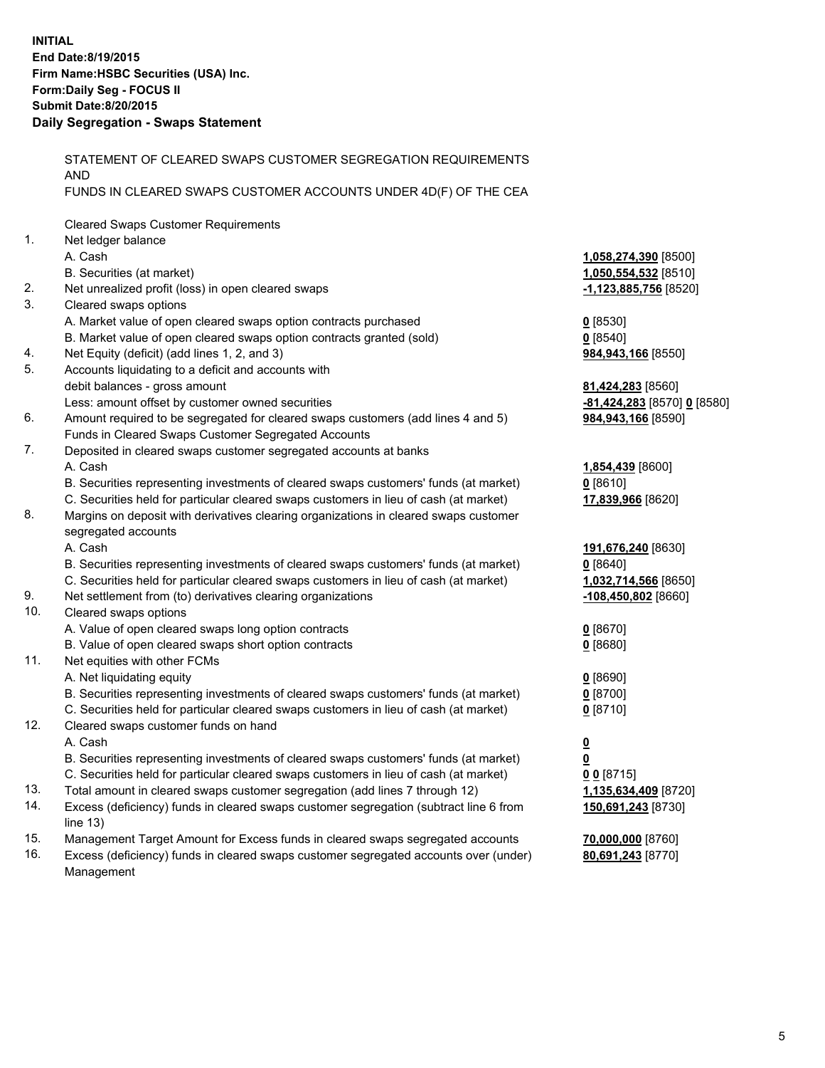**INITIAL**
**End Date:8/19/2015**
**Firm Name:HSBC Securities (USA) Inc.**
**Form:Daily Seg - FOCUS II**
**Submit Date:8/20/2015**
**Daily Segregation - Swaps Statement**

STATEMENT OF CLEARED SWAPS CUSTOMER SEGREGATION REQUIREMENTS AND FUNDS IN CLEARED SWAPS CUSTOMER ACCOUNTS UNDER 4D(F) OF THE CEA

| | | |
|---|---|---|
| | Cleared Swaps Customer Requirements | |
| 1. | Net ledger balance | |
| | A. Cash | **1,058,274,390** [8500] |
| | B. Securities (at market) | **1,050,554,532** [8510] |
| 2. | Net unrealized profit (loss) in open cleared swaps | **-1,123,885,756** [8520] |
| 3. | Cleared swaps options | |
| | A. Market value of open cleared swaps option contracts purchased | **0** [8530] |
| | B. Market value of open cleared swaps option contracts granted (sold) | **0** [8540] |
| 4. | Net Equity (deficit) (add lines 1, 2, and 3) | **984,943,166** [8550] |
| 5. | Accounts liquidating to a deficit and accounts with debit balances - gross amount | **81,424,283** [8560] |
| | Less: amount offset by customer owned securities | **-81,424,283** [8570] **0** [8580] |
| 6. | Amount required to be segregated for cleared swaps customers (add lines 4 and 5) | **984,943,166** [8590] |
| | Funds in Cleared Swaps Customer Segregated Accounts | |
| 7. | Deposited in cleared swaps customer segregated accounts at banks | |
| | A. Cash | **1,854,439** [8600] |
| | B. Securities representing investments of cleared swaps customers' funds (at market) | **0** [8610] |
| | C. Securities held for particular cleared swaps customers in lieu of cash (at market) | **17,839,966** [8620] |
| 8. | Margins on deposit with derivatives clearing organizations in cleared swaps customer segregated accounts | |
| | A. Cash | **191,676,240** [8630] |
| | B. Securities representing investments of cleared swaps customers' funds (at market) | **0** [8640] |
| | C. Securities held for particular cleared swaps customers in lieu of cash (at market) | **1,032,714,566** [8650] |
| 9. | Net settlement from (to) derivatives clearing organizations | **-108,450,802** [8660] |
| 10. | Cleared swaps options | |
| | A. Value of open cleared swaps long option contracts | **0** [8670] |
| | B. Value of open cleared swaps short option contracts | **0** [8680] |
| 11. | Net equities with other FCMs | |
| | A. Net liquidating equity | **0** [8690] |
| | B. Securities representing investments of cleared swaps customers' funds (at market) | **0** [8700] |
| | C. Securities held for particular cleared swaps customers in lieu of cash (at market) | **0** [8710] |
| 12. | Cleared swaps customer funds on hand | |
| | A. Cash | **0** |
| | B. Securities representing investments of cleared swaps customers' funds (at market) | **0** |
| | C. Securities held for particular cleared swaps customers in lieu of cash (at market) | **0** **0** [8715] |
| 13. | Total amount in cleared swaps customer segregation (add lines 7 through 12) | **1,135,634,409** [8720] |
| 14. | Excess (deficiency) funds in cleared swaps customer segregation (subtract line 6 from line 13) | **150,691,243** [8730] |
| 15. | Management Target Amount for Excess funds in cleared swaps segregated accounts | **70,000,000** [8760] |
| 16. | Excess (deficiency) funds in cleared swaps customer segregated accounts over (under) Management | **80,691,243** [8770] |